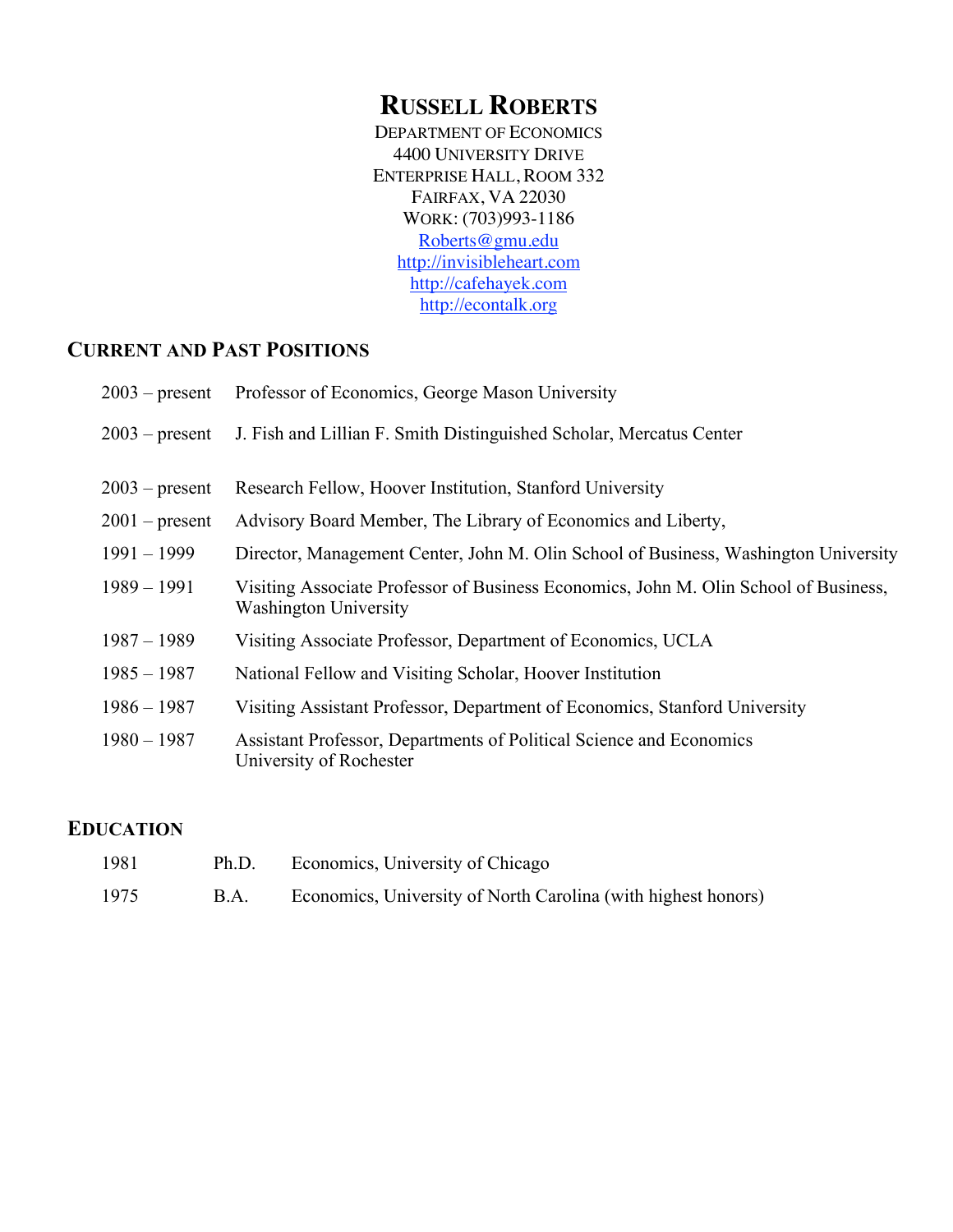# RUSSELL ROBERTS

DEPARTMENT OF ECONOMICS
4400 UNIVERSITY DRIVE
ENTERPRISE HALL, ROOM 332
FAIRFAX, VA 22030
WORK: (703)993-1186
Roberts@gmu.edu
http://invisibleheart.com
http://cafehayek.com
http://econtalk.org

## CURRENT AND PAST POSITIONS

| | |
|---|---|
| 2003 – present | Professor of Economics, George Mason University |
| 2003 – present | J. Fish and Lillian F. Smith Distinguished Scholar, Mercatus Center |
| 2003 – present | Research Fellow, Hoover Institution, Stanford University |
| 2001 – present | Advisory Board Member, The Library of Economics and Liberty, |
| 1991 – 1999 | Director, Management Center, John M. Olin School of Business, Washington University |
| 1989 – 1991 | Visiting Associate Professor of Business Economics, John M. Olin School of Business, Washington University |
| 1987 – 1989 | Visiting Associate Professor, Department of Economics, UCLA |
| 1985 – 1987 | National Fellow and Visiting Scholar, Hoover Institution |
| 1986 – 1987 | Visiting Assistant Professor, Department of Economics, Stanford University |
| 1980 – 1987 | Assistant Professor, Departments of Political Science and Economics University of Rochester |

## EDUCATION

| | | |
|---|---|---|
| 1981 | Ph.D. | Economics, University of Chicago |
| 1975 | B.A. | Economics, University of North Carolina (with highest honors) |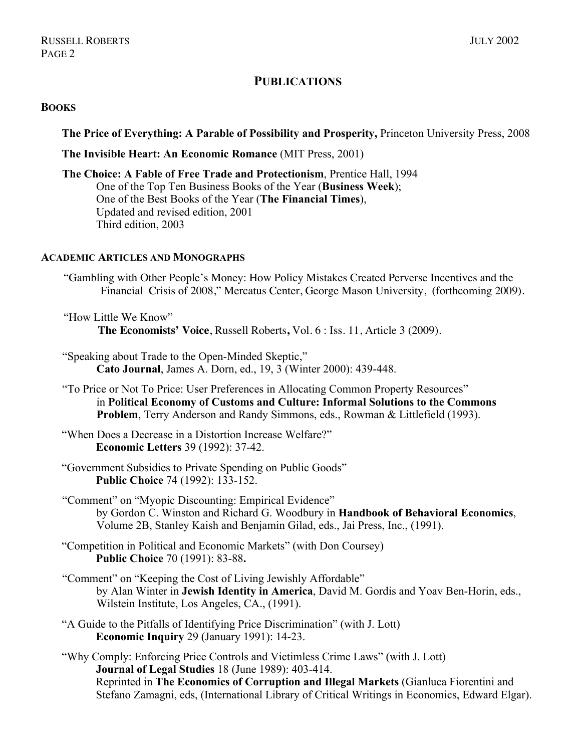## PUBLICATIONS

### BOOKS

**The Price of Everything: A Parable of Possibility and Prosperity,** Princeton University Press, 2008

**The Invisible Heart: An Economic Romance** (MIT Press, 2001)

**The Choice: A Fable of Free Trade and Protectionism**, Prentice Hall, 1994
One of the Top Ten Business Books of the Year (**Business Week**);
One of the Best Books of the Year (**The Financial Times**),
Updated and revised edition, 2001
Third edition, 2003

### ACADEMIC ARTICLES AND MONOGRAPHS

"Gambling with Other People's Money: How Policy Mistakes Created Perverse Incentives and the Financial Crisis of 2008," Mercatus Center, George Mason University, (forthcoming 2009).

"How Little We Know"
**The Economists' Voice**, Russell Roberts**,** Vol. 6 : Iss. 11, Article 3 (2009).

"Speaking about Trade to the Open-Minded Skeptic,"
**Cato Journal**, James A. Dorn, ed., 19, 3 (Winter 2000): 439-448.

"To Price or Not To Price: User Preferences in Allocating Common Property Resources"
in **Political Economy of Customs and Culture: Informal Solutions to the Commons Problem**, Terry Anderson and Randy Simmons, eds., Rowman & Littlefield (1993).

"When Does a Decrease in a Distortion Increase Welfare?"
**Economic Letters** 39 (1992): 37-42.

"Government Subsidies to Private Spending on Public Goods"
**Public Choice** 74 (1992): 133-152.

"Comment" on "Myopic Discounting: Empirical Evidence"
by Gordon C. Winston and Richard G. Woodbury in **Handbook of Behavioral Economics**, Volume 2B, Stanley Kaish and Benjamin Gilad, eds., Jai Press, Inc., (1991).

"Competition in Political and Economic Markets" (with Don Coursey)
**Public Choice** 70 (1991): 83-88**.**

"Comment" on "Keeping the Cost of Living Jewishly Affordable"
by Alan Winter in **Jewish Identity in America**, David M. Gordis and Yoav Ben-Horin, eds., Wilstein Institute, Los Angeles, CA., (1991).

"A Guide to the Pitfalls of Identifying Price Discrimination" (with J. Lott)
**Economic Inquiry** 29 (January 1991): 14-23.

"Why Comply: Enforcing Price Controls and Victimless Crime Laws" (with J. Lott)
**Journal of Legal Studies** 18 (June 1989): 403-414.
Reprinted in **The Economics of Corruption and Illegal Markets** (Gianluca Fiorentini and Stefano Zamagni, eds, (International Library of Critical Writings in Economics, Edward Elgar).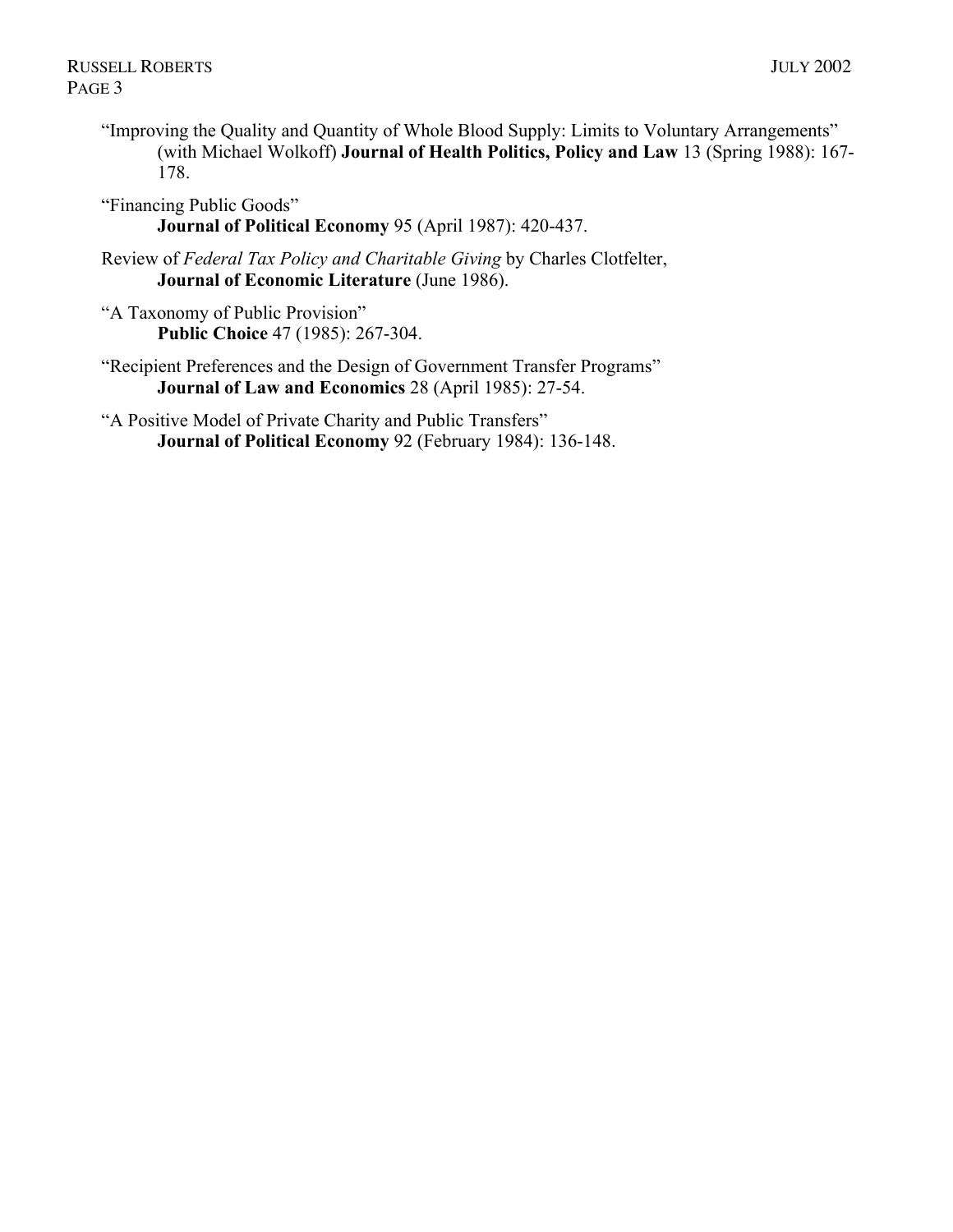"Improving the Quality and Quantity of Whole Blood Supply: Limits to Voluntary Arrangements" (with Michael Wolkoff) **Journal of Health Politics, Policy and Law** 13 (Spring 1988): 167-178.

"Financing Public Goods"
**Journal of Political Economy** 95 (April 1987): 420-437.

Review of *Federal Tax Policy and Charitable Giving* by Charles Clotfelter,
**Journal of Economic Literature** (June 1986).

"A Taxonomy of Public Provision"
**Public Choice** 47 (1985): 267-304.

"Recipient Preferences and the Design of Government Transfer Programs"
**Journal of Law and Economics** 28 (April 1985): 27-54.

"A Positive Model of Private Charity and Public Transfers"
**Journal of Political Economy** 92 (February 1984): 136-148.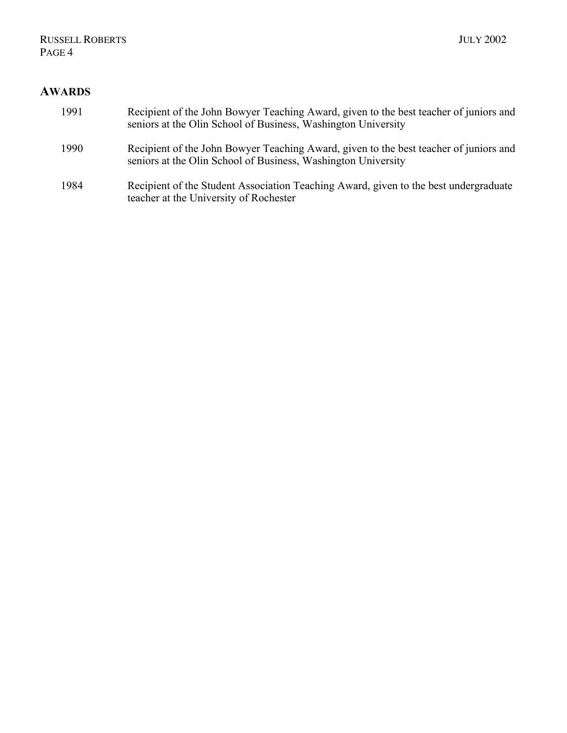## AWARDS

| | |
|---|---|
| 1991 | Recipient of the John Bowyer Teaching Award, given to the best teacher of juniors and seniors at the Olin School of Business, Washington University |
| 1990 | Recipient of the John Bowyer Teaching Award, given to the best teacher of juniors and seniors at the Olin School of Business, Washington University |
| 1984 | Recipient of the Student Association Teaching Award, given to the best undergraduate teacher at the University of Rochester |